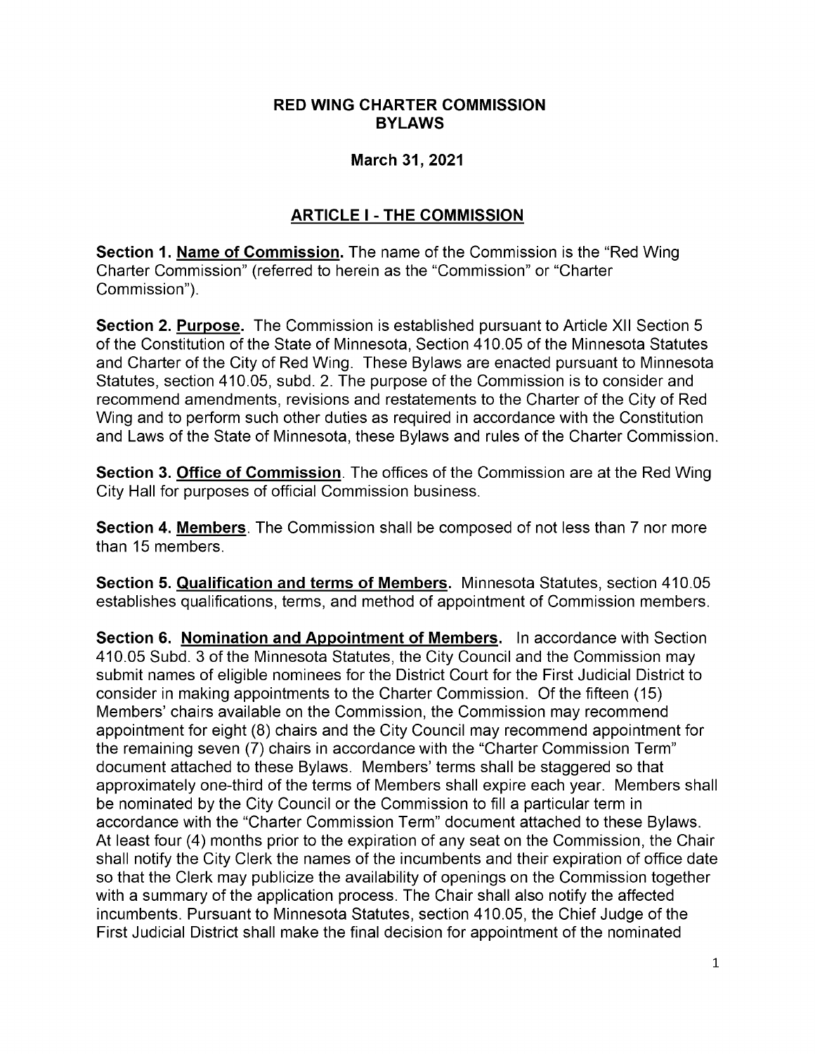# RED WING CHARTER COMMISSION BYLAWS

## March 31, 2021

## ARTICLE I - THE COMMISSION

**Section 1. Name of Commission.** The name of the Commission is the "Red Wing Charter Commission" (referred to herein as the "Commission" or "Charter Commission").

**Section 2. Purpose.** The Commission is established pursuant to Article XII Section 5 of the Constitution of the State of Minnesota, Section 410.05 of the Minnesota Statutes and Charter of the City of Red Wing. These Bylaws are enacted pursuant to Minnesota Statutes, section 410.05, subd. 2. The purpose of the Commission is to consider and recommend amendments, revisions and restatements to the Charter of the City of Red Wing and to perform such other duties as required in accordance with the Constitution and Laws of the State of Minnesota, these Bylaws and rules of the Charter Commission.

**Section 3. Office of Commission.** The offices of the Commission are at the Red Wing City Hall for purposes of official Commission business.

**Section 4. Members.** The Commission shall be composed of not less than 7 nor more than 15 members.

**Section 5. Qualification and terms of Members.** Minnesota Statutes, section 410.05 establishes qualifications, terms, and method of appointment of Commission members.

**Section 6. Nomination and Appointment of Members.** In accordance with Section 410.05 Subd. 3 of the Minnesota Statutes, the City Council and the Commission may submit names of eligible nominees for the District Court for the First Judicial District to consider in making appointments to the Charter Commission. Of the fifteen (15) Members' chairs available on the Commission, the Commission may recommend appointment for eight (8) chairs and the City Council may recommend appointment for the remaining seven (7) chairs in accordance with the "Charter Commission Term" document attached to these Bylaws. Members' terms shall be staggered so that approximately one-third of the terms of Members shall expire each year. Members shall be nominated by the City Council or the Commission to fill a particular term in accordance with the "Charter Commission Term" document attached to these Bylaws. At least four (4) months prior to the expiration of any seat on the Commission, the Chair shall notify the City Clerk the names of the incumbents and their expiration of office date so that the Clerk may publicize the availability of openings on the Commission together with a summary of the application process. The Chair shall also notify the affected incumbents. Pursuant to Minnesota Statutes, section 410.05, the Chief Judge of the First Judicial District shall make the final decision for appointment of the nominated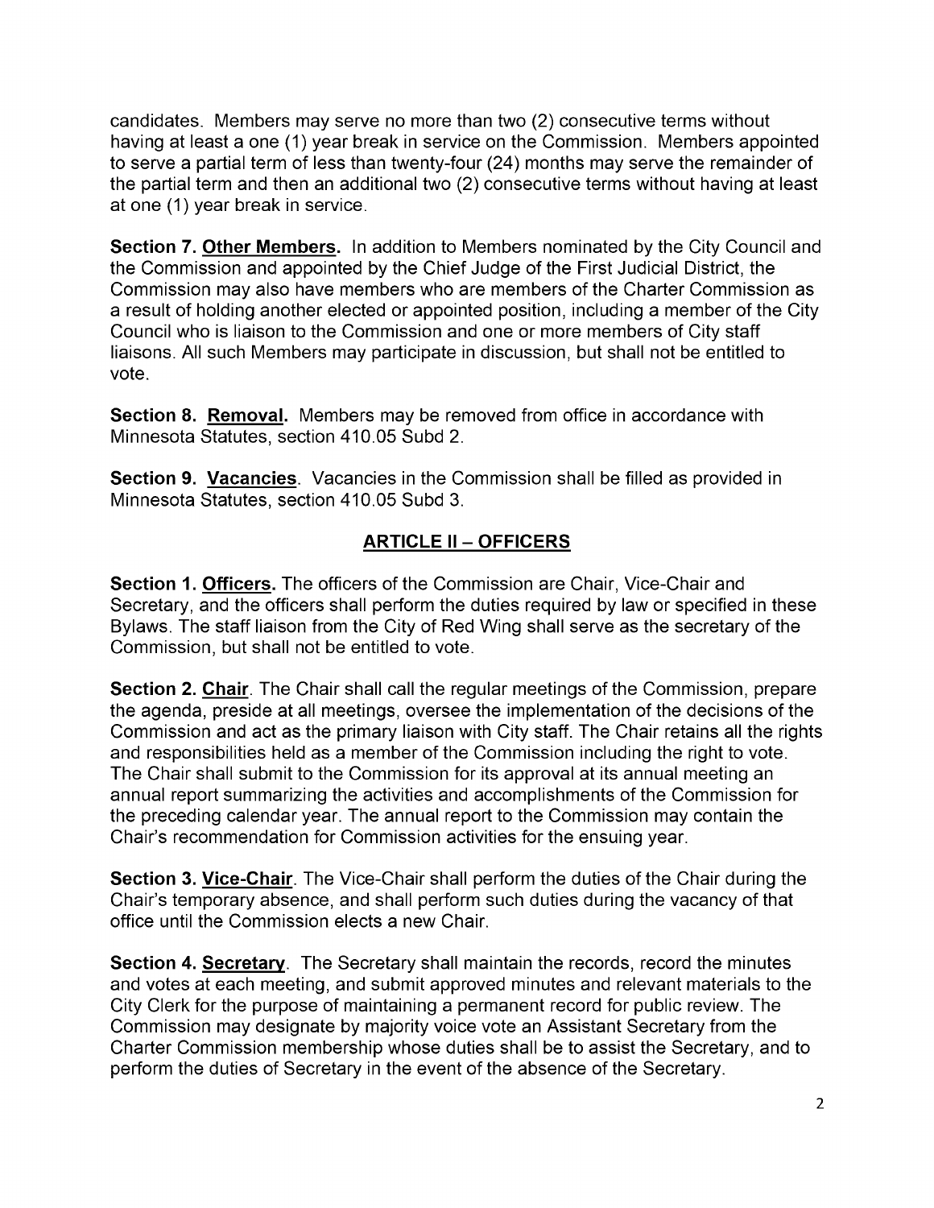candidates. Members may serve no more than two (2) consecutive terms without having at least a one (1) year break in service on the Commission. Members appointed to serve a partial term of less than twenty-four (24) months may serve the remainder of the partial term and then an additional two (2) consecutive terms without having at least at one (1) year break in service.

**Section 7. Other Members.** In addition to Members nominated by the City Council and the Commission and appointed by the Chief Judge of the First Judicial District, the Commission may also have members who are members of the Charter Commission as a result of holding another elected or appointed position, including a member of the City Council who is liaison to the Commission and one or more members of City staff liaisons. All such Members may participate in discussion, but shall not be entitled to vote.

**Section 8. Removal.** Members may be removed from office in accordance with Minnesota Statutes, section 410.05 Subd 2.

**Section 9. Vacancies**. Vacancies in the Commission shall be filled as provided in Minnesota Statutes, section 410.05 Subd 3.

## ARTICLE II – OFFICERS

**Section 1. Officers.** The officers of the Commission are Chair, Vice-Chair and Secretary, and the officers shall perform the duties required by law or specified in these Bylaws. The staff liaison from the City of Red Wing shall serve as the secretary of the Commission, but shall not be entitled to vote.

**Section 2. Chair**. The Chair shall call the regular meetings of the Commission, prepare the agenda, preside at all meetings, oversee the implementation of the decisions of the Commission and act as the primary liaison with City staff. The Chair retains all the rights and responsibilities held as a member of the Commission including the right to vote. The Chair shall submit to the Commission for its approval at its annual meeting an annual report summarizing the activities and accomplishments of the Commission for the preceding calendar year. The annual report to the Commission may contain the Chair's recommendation for Commission activities for the ensuing year.

**Section 3. Vice-Chair**. The Vice-Chair shall perform the duties of the Chair during the Chair's temporary absence, and shall perform such duties during the vacancy of that office until the Commission elects a new Chair.

**Section 4. Secretary**. The Secretary shall maintain the records, record the minutes and votes at each meeting, and submit approved minutes and relevant materials to the City Clerk for the purpose of maintaining a permanent record for public review. The Commission may designate by majority voice vote an Assistant Secretary from the Charter Commission membership whose duties shall be to assist the Secretary, and to perform the duties of Secretary in the event of the absence of the Secretary.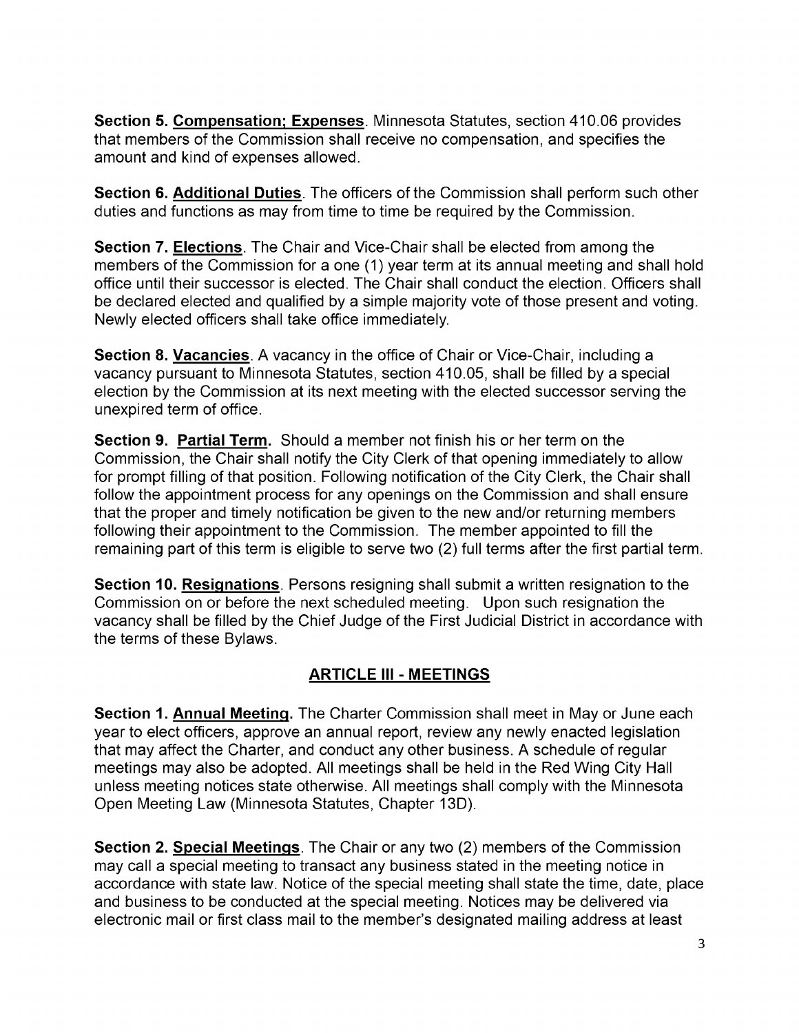**Section 5. Compensation; Expenses**. Minnesota Statutes, section 410.06 provides that members of the Commission shall receive no compensation, and specifies the amount and kind of expenses allowed.

**Section 6. Additional Duties**. The officers of the Commission shall perform such other duties and functions as may from time to time be required by the Commission.

**Section 7. Elections**. The Chair and Vice-Chair shall be elected from among the members of the Commission for a one (1) year term at its annual meeting and shall hold office until their successor is elected. The Chair shall conduct the election. Officers shall be declared elected and qualified by a simple majority vote of those present and voting. Newly elected officers shall take office immediately.

**Section 8. Vacancies**. A vacancy in the office of Chair or Vice-Chair, including a vacancy pursuant to Minnesota Statutes, section 410.05, shall be filled by a special election by the Commission at its next meeting with the elected successor serving the unexpired term of office.

**Section 9. Partial Term.** Should a member not finish his or her term on the Commission, the Chair shall notify the City Clerk of that opening immediately to allow for prompt filling of that position. Following notification of the City Clerk, the Chair shall follow the appointment process for any openings on the Commission and shall ensure that the proper and timely notification be given to the new and/or returning members following their appointment to the Commission. The member appointed to fill the remaining part of this term is eligible to serve two (2) full terms after the first partial term.

**Section 10. Resignations**. Persons resigning shall submit a written resignation to the Commission on or before the next scheduled meeting. Upon such resignation the vacancy shall be filled by the Chief Judge of the First Judicial District in accordance with the terms of these Bylaws.

## ARTICLE III - MEETINGS

**Section 1. Annual Meeting.** The Charter Commission shall meet in May or June each year to elect officers, approve an annual report, review any newly enacted legislation that may affect the Charter, and conduct any other business. A schedule of regular meetings may also be adopted. All meetings shall be held in the Red Wing City Hall unless meeting notices state otherwise. All meetings shall comply with the Minnesota Open Meeting Law (Minnesota Statutes, Chapter 13D).

**Section 2. Special Meetings**. The Chair or any two (2) members of the Commission may call a special meeting to transact any business stated in the meeting notice in accordance with state law. Notice of the special meeting shall state the time, date, place and business to be conducted at the special meeting. Notices may be delivered via electronic mail or first class mail to the member's designated mailing address at least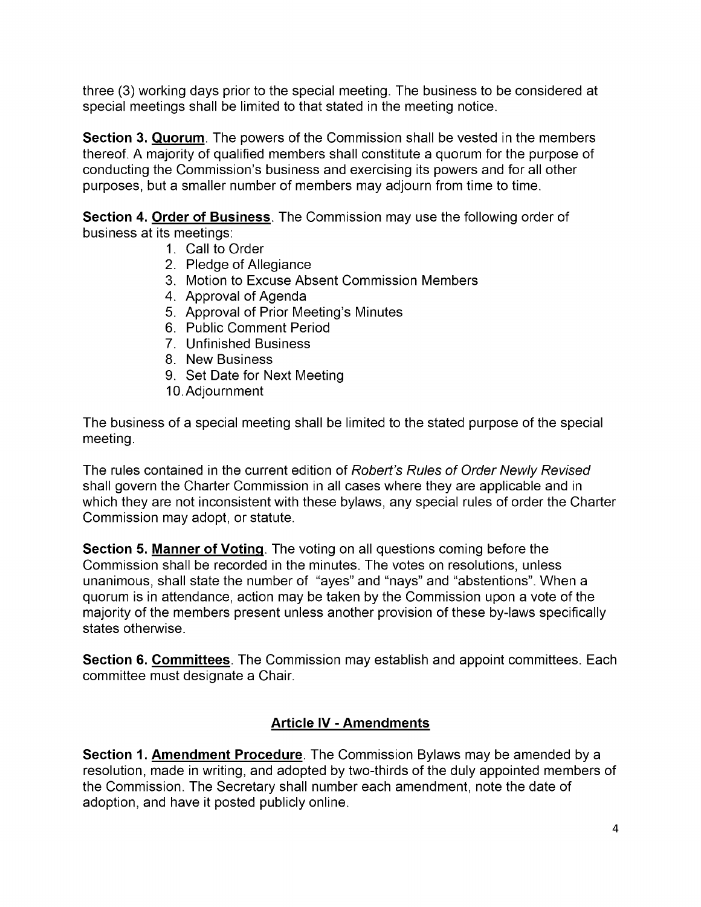three (3) working days prior to the special meeting. The business to be considered at special meetings shall be limited to that stated in the meeting notice.

**Section 3. <u>Quorum</u>**. The powers of the Commission shall be vested in the members thereof. A majority of qualified members shall constitute a quorum for the purpose of conducting the Commission's business and exercising its powers and for all other purposes, but a smaller number of members may adjourn from time to time.

**Section 4. <u>Order of Business</u>**. The Commission may use the following order of business at its meetings:

1. Call to Order
2. Pledge of Allegiance
3. Motion to Excuse Absent Commission Members
4. Approval of Agenda
5. Approval of Prior Meeting's Minutes
6. Public Comment Period
7. Unfinished Business
8. New Business
9. Set Date for Next Meeting
10. Adjournment

The business of a special meeting shall be limited to the stated purpose of the special meeting.

The rules contained in the current edition of *Robert's Rules of Order Newly Revised* shall govern the Charter Commission in all cases where they are applicable and in which they are not inconsistent with these bylaws, any special rules of order the Charter Commission may adopt, or statute.

**Section 5. <u>Manner of Voting</u>**. The voting on all questions coming before the Commission shall be recorded in the minutes. The votes on resolutions, unless unanimous, shall state the number of "ayes" and "nays" and "abstentions". When a quorum is in attendance, action may be taken by the Commission upon a vote of the majority of the members present unless another provision of these by-laws specifically states otherwise.

**Section 6. <u>Committees</u>**. The Commission may establish and appoint committees. Each committee must designate a Chair.

## Article IV - Amendments

**Section 1. <u>Amendment Procedure</u>**. The Commission Bylaws may be amended by a resolution, made in writing, and adopted by two-thirds of the duly appointed members of the Commission. The Secretary shall number each amendment, note the date of adoption, and have it posted publicly online.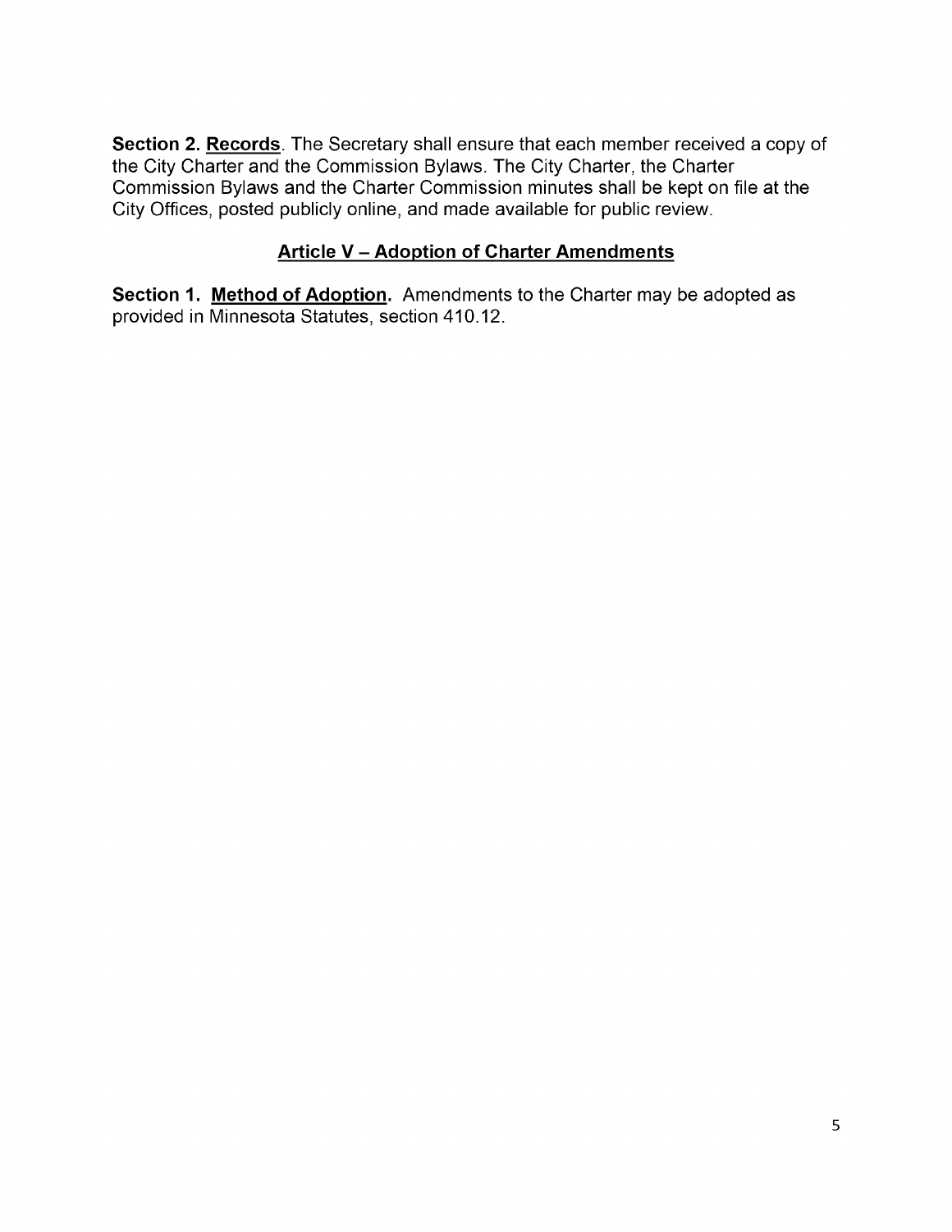**Section 2. Records**. The Secretary shall ensure that each member received a copy of the City Charter and the Commission Bylaws. The City Charter, the Charter Commission Bylaws and the Charter Commission minutes shall be kept on file at the City Offices, posted publicly online, and made available for public review.

## Article V – Adoption of Charter Amendments

**Section 1. Method of Adoption.** Amendments to the Charter may be adopted as provided in Minnesota Statutes, section 410.12.